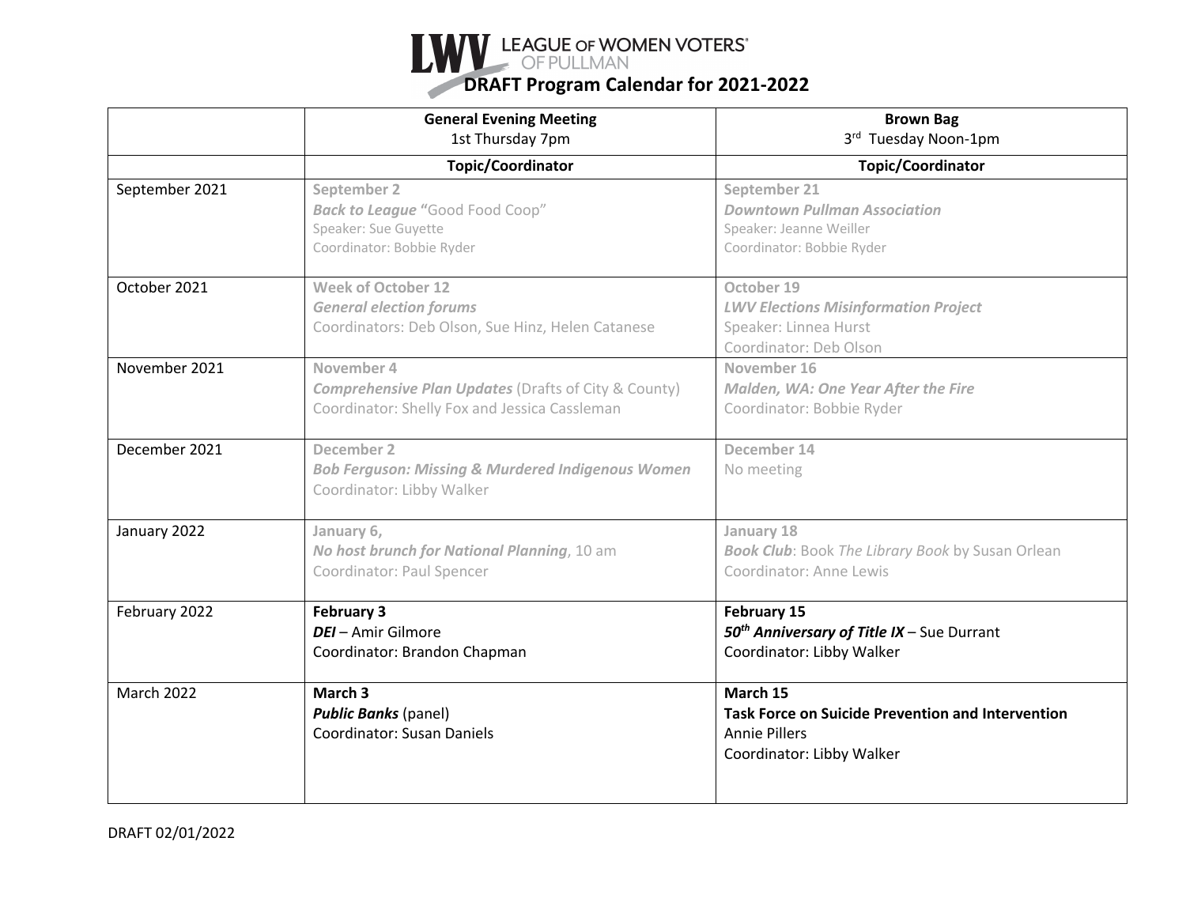# LEAGUE OF WOMEN VOTERS OF PULLMAN

## DRAFT Program Calendar for 2021-2022

| | **General Evening Meeting**<br>1st Thursday 7pm | **Brown Bag**<br>3rd Tuesday Noon-1pm |
|---|---|---|
| | **Topic/Coordinator** | **Topic/Coordinator** |
| September 2021 | **September 2**<br>***Back to League* "**Good Food Coop"<br>Speaker: Sue Guyette<br>Coordinator: Bobbie Ryder | **September 21**<br>***Downtown Pullman Association***<br>Speaker: Jeanne Weiller<br>Coordinator: Bobbie Ryder |
| October 2021 | **Week of October 12**<br>***General election forums***<br>Coordinators: Deb Olson, Sue Hinz, Helen Catanese | **October 19**<br>***LWV Elections Misinformation Project***<br>Speaker: Linnea Hurst<br>Coordinator: Deb Olson |
| November 2021 | **November 4**<br>***Comprehensive Plan Updates*** (Drafts of City & County)<br>Coordinator: Shelly Fox and Jessica Cassleman | **November 16**<br>***Malden, WA: One Year After the Fire***<br>Coordinator: Bobbie Ryder |
| December 2021 | **December 2**<br>***Bob Ferguson: Missing & Murdered Indigenous Women***<br>Coordinator: Libby Walker | **December 14**<br>No meeting |
| January 2022 | **January 6,**<br>***No host brunch for National Planning***, 10 am<br>Coordinator: Paul Spencer | **January 18**<br>***Book Club***: Book *The Library Book* by Susan Orlean<br>Coordinator: Anne Lewis |
| February 2022 | **February 3**<br>***DEI*** – Amir Gilmore<br>Coordinator: Brandon Chapman | **February 15**<br>***50th Anniversary of Title IX*** – Sue Durrant<br>Coordinator: Libby Walker |
| March 2022 | **March 3**<br>***Public Banks*** (panel)<br>Coordinator: Susan Daniels | **March 15**<br>**Task Force on Suicide Prevention and Intervention**<br>Annie Pillers<br>Coordinator: Libby Walker |

DRAFT 02/01/2022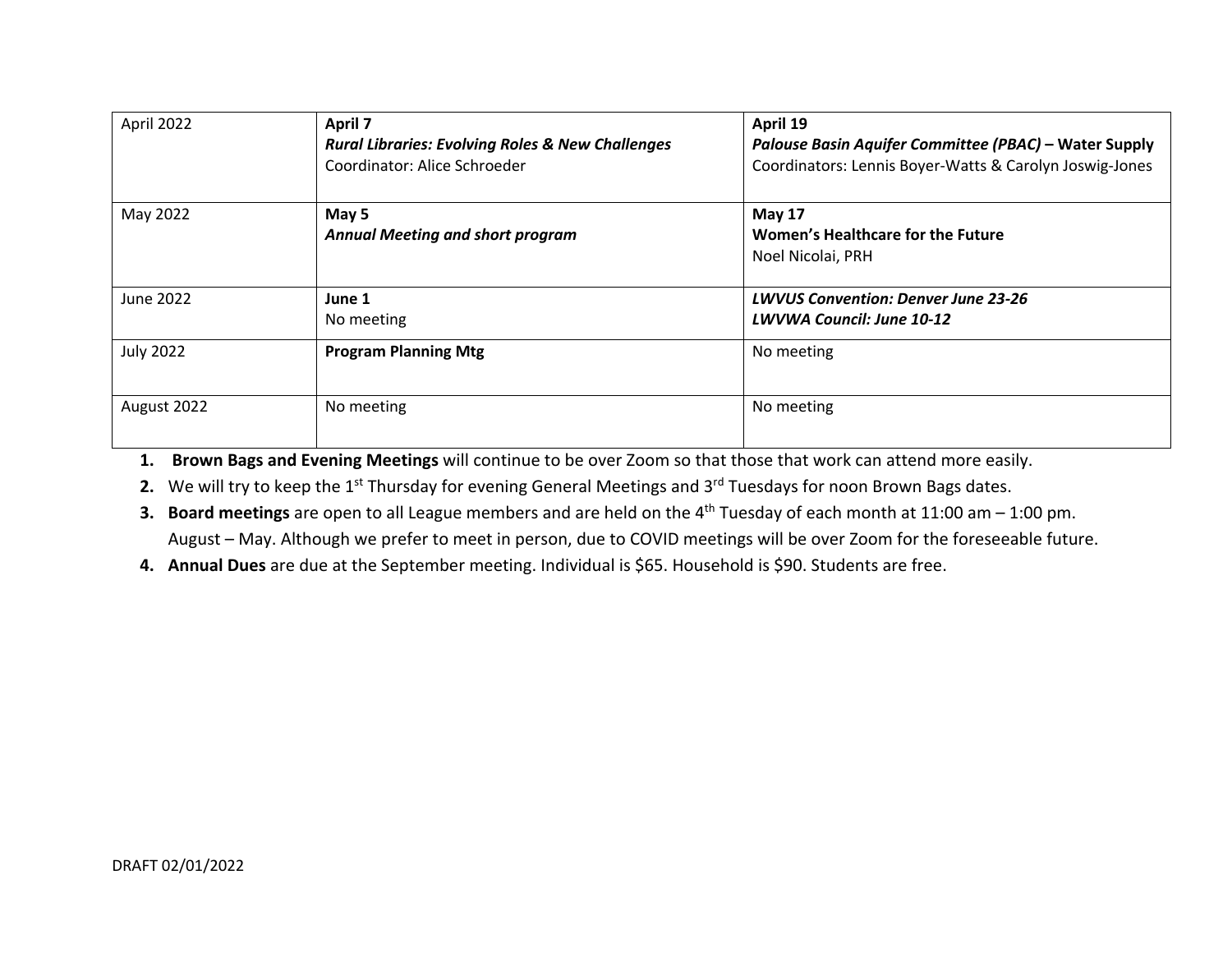| | | |
|---|---|---|
| April 2022 | **April 7**<br>***Rural Libraries: Evolving Roles & New Challenges***<br>Coordinator: Alice Schroeder | **April 19**<br>***Palouse Basin Aquifer Committee (PBAC)* – Water Supply**<br>Coordinators: Lennis Boyer-Watts & Carolyn Joswig-Jones |
| May 2022 | **May 5**<br>***Annual Meeting and short program*** | **May 17**<br>**Women's Healthcare for the Future**<br>Noel Nicolai, PRH |
| June 2022 | **June 1**<br>No meeting | ***LWVUS Convention: Denver June 23-26***<br>***LWVWA Council: June 10-12*** |
| July 2022 | **Program Planning Mtg** | No meeting |
| August 2022 | No meeting | No meeting |

1. **Brown Bags and Evening Meetings** will continue to be over Zoom so that those that work can attend more easily.
2. We will try to keep the 1st Thursday for evening General Meetings and 3rd Tuesdays for noon Brown Bags dates.
3. **Board meetings** are open to all League members and are held on the 4th Tuesday of each month at 11:00 am – 1:00 pm. August – May. Although we prefer to meet in person, due to COVID meetings will be over Zoom for the foreseeable future.
4. **Annual Dues** are due at the September meeting. Individual is $65. Household is $90. Students are free.

DRAFT 02/01/2022